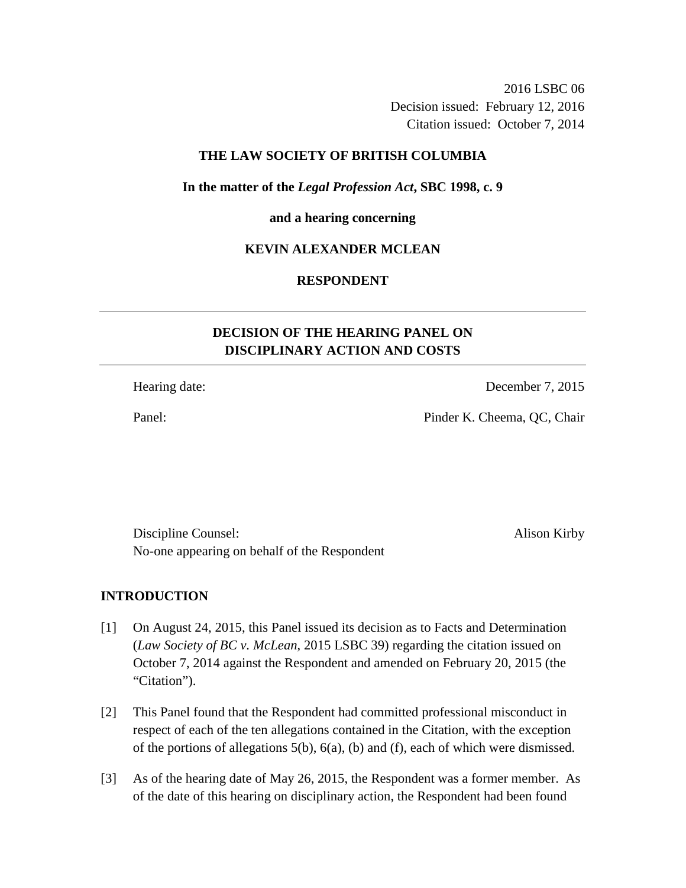2016 LSBC 06
Decision issued: February 12, 2016
Citation issued: October 7, 2014

**THE LAW SOCIETY OF BRITISH COLUMBIA**

**In the matter of the *Legal Profession Act*, SBC 1998, c. 9**

**and a hearing concerning**

**KEVIN ALEXANDER MCLEAN**

**RESPONDENT**

---

## DECISION OF THE HEARING PANEL ON DISCIPLINARY ACTION AND COSTS

---

Hearing date: December 7, 2015

Panel: Pinder K. Cheema, QC, Chair

Discipline Counsel: Alison Kirby
No-one appearing on behalf of the Respondent

## INTRODUCTION

[1] On August 24, 2015, this Panel issued its decision as to Facts and Determination (*Law Society of BC v. McLean*, 2015 LSBC 39) regarding the citation issued on October 7, 2014 against the Respondent and amended on February 20, 2015 (the "Citation").

[2] This Panel found that the Respondent had committed professional misconduct in respect of each of the ten allegations contained in the Citation, with the exception of the portions of allegations 5(b), 6(a), (b) and (f), each of which were dismissed.

[3] As of the hearing date of May 26, 2015, the Respondent was a former member. As of the date of this hearing on disciplinary action, the Respondent had been found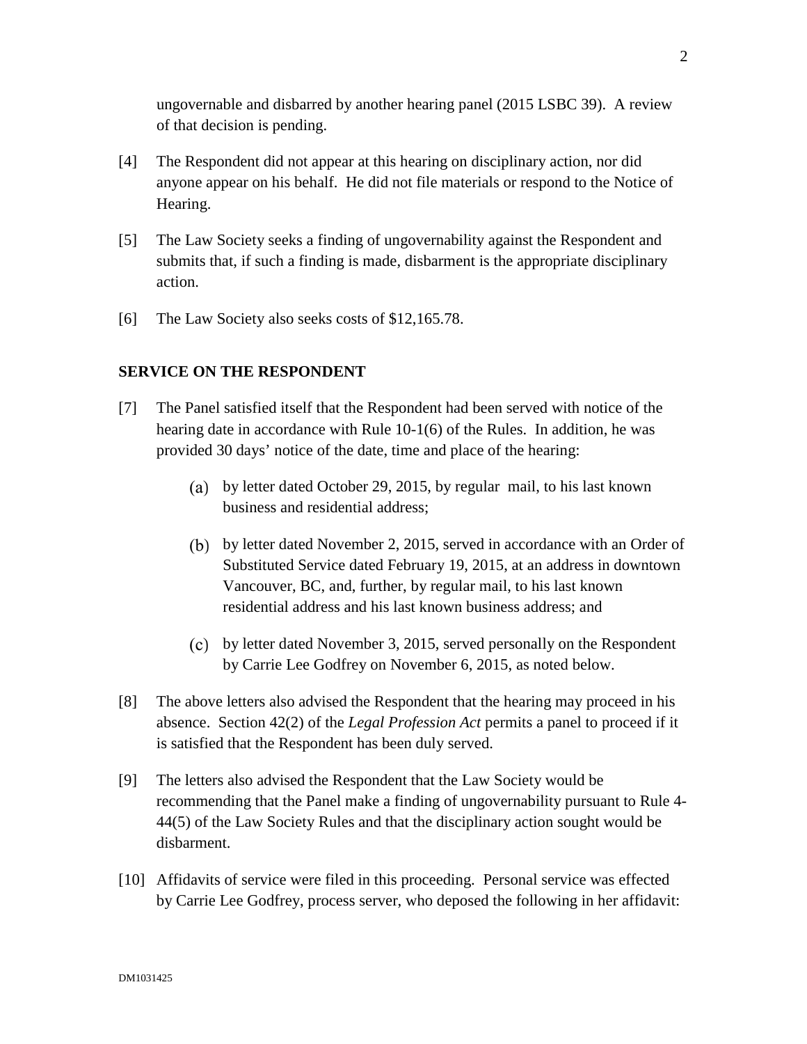ungovernable and disbarred by another hearing panel (2015 LSBC 39). A review of that decision is pending.

[4] The Respondent did not appear at this hearing on disciplinary action, nor did anyone appear on his behalf. He did not file materials or respond to the Notice of Hearing.

[5] The Law Society seeks a finding of ungovernability against the Respondent and submits that, if such a finding is made, disbarment is the appropriate disciplinary action.

[6] The Law Society also seeks costs of $12,165.78.

## SERVICE ON THE RESPONDENT

[7] The Panel satisfied itself that the Respondent had been served with notice of the hearing date in accordance with Rule 10-1(6) of the Rules. In addition, he was provided 30 days' notice of the date, time and place of the hearing:

(a) by letter dated October 29, 2015, by regular mail, to his last known business and residential address;

(b) by letter dated November 2, 2015, served in accordance with an Order of Substituted Service dated February 19, 2015, at an address in downtown Vancouver, BC, and, further, by regular mail, to his last known residential address and his last known business address; and

(c) by letter dated November 3, 2015, served personally on the Respondent by Carrie Lee Godfrey on November 6, 2015, as noted below.

[8] The above letters also advised the Respondent that the hearing may proceed in his absence. Section 42(2) of the *Legal Profession Act* permits a panel to proceed if it is satisfied that the Respondent has been duly served.

[9] The letters also advised the Respondent that the Law Society would be recommending that the Panel make a finding of ungovernability pursuant to Rule 4-44(5) of the Law Society Rules and that the disciplinary action sought would be disbarment.

[10] Affidavits of service were filed in this proceeding. Personal service was effected by Carrie Lee Godfrey, process server, who deposed the following in her affidavit: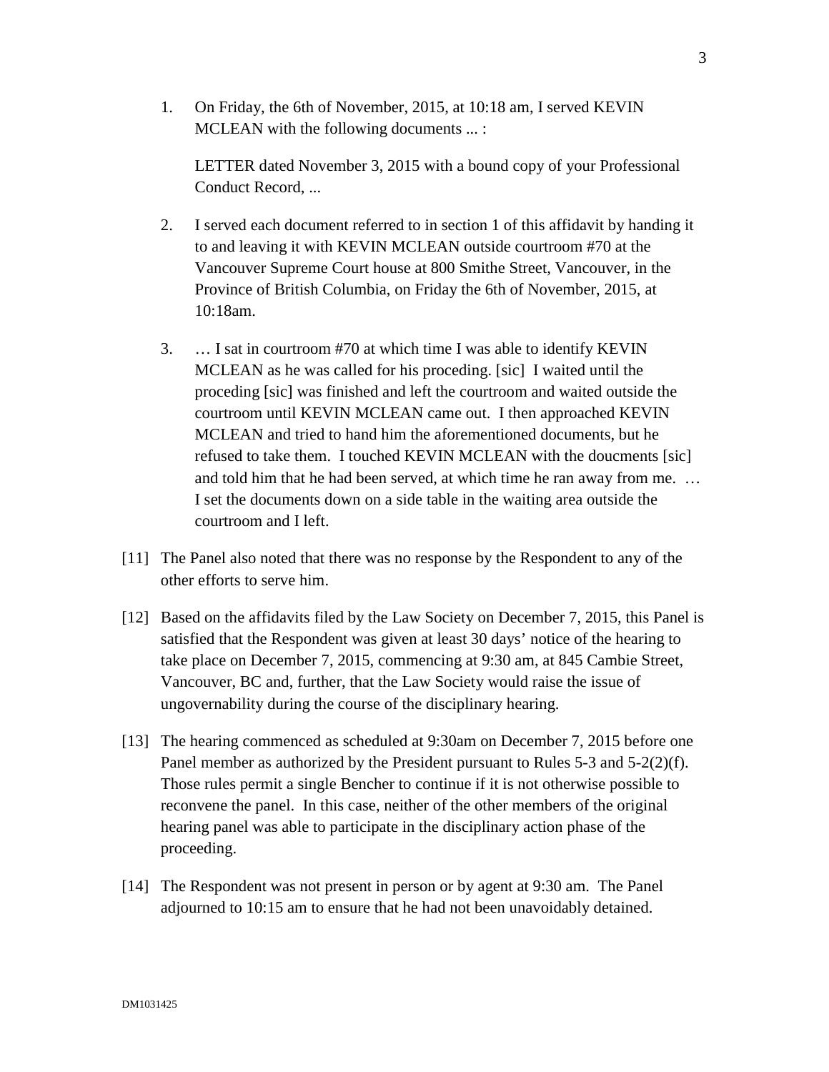1. On Friday, the 6th of November, 2015, at 10:18 am, I served KEVIN MCLEAN with the following documents ... :

   LETTER dated November 3, 2015 with a bound copy of your Professional Conduct Record, ...

2. I served each document referred to in section 1 of this affidavit by handing it to and leaving it with KEVIN MCLEAN outside courtroom #70 at the Vancouver Supreme Court house at 800 Smithe Street, Vancouver, in the Province of British Columbia, on Friday the 6th of November, 2015, at 10:18am.

3. … I sat in courtroom #70 at which time I was able to identify KEVIN MCLEAN as he was called for his proceding. [sic] I waited until the proceding [sic] was finished and left the courtroom and waited outside the courtroom until KEVIN MCLEAN came out. I then approached KEVIN MCLEAN and tried to hand him the aforementioned documents, but he refused to take them. I touched KEVIN MCLEAN with the doucments [sic] and told him that he had been served, at which time he ran away from me. … I set the documents down on a side table in the waiting area outside the courtroom and I left.

[11] The Panel also noted that there was no response by the Respondent to any of the other efforts to serve him.

[12] Based on the affidavits filed by the Law Society on December 7, 2015, this Panel is satisfied that the Respondent was given at least 30 days' notice of the hearing to take place on December 7, 2015, commencing at 9:30 am, at 845 Cambie Street, Vancouver, BC and, further, that the Law Society would raise the issue of ungovernability during the course of the disciplinary hearing.

[13] The hearing commenced as scheduled at 9:30am on December 7, 2015 before one Panel member as authorized by the President pursuant to Rules 5-3 and 5-2(2)(f). Those rules permit a single Bencher to continue if it is not otherwise possible to reconvene the panel. In this case, neither of the other members of the original hearing panel was able to participate in the disciplinary action phase of the proceeding.

[14] The Respondent was not present in person or by agent at 9:30 am. The Panel adjourned to 10:15 am to ensure that he had not been unavoidably detained.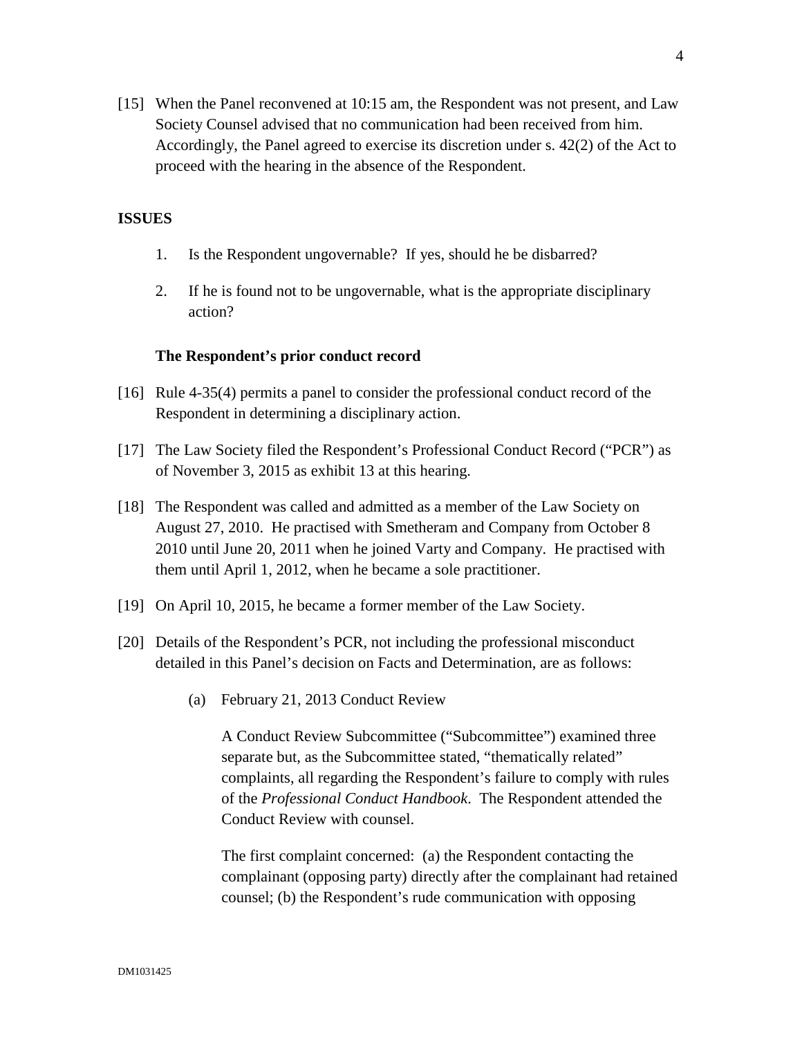[15] When the Panel reconvened at 10:15 am, the Respondent was not present, and Law Society Counsel advised that no communication had been received from him. Accordingly, the Panel agreed to exercise its discretion under s. 42(2) of the Act to proceed with the hearing in the absence of the Respondent.

## ISSUES

1. Is the Respondent ungovernable? If yes, should he be disbarred?
2. If he is found not to be ungovernable, what is the appropriate disciplinary action?

### The Respondent's prior conduct record

[16] Rule 4-35(4) permits a panel to consider the professional conduct record of the Respondent in determining a disciplinary action.

[17] The Law Society filed the Respondent's Professional Conduct Record ("PCR") as of November 3, 2015 as exhibit 13 at this hearing.

[18] The Respondent was called and admitted as a member of the Law Society on August 27, 2010. He practised with Smetheram and Company from October 8 2010 until June 20, 2011 when he joined Varty and Company. He practised with them until April 1, 2012, when he became a sole practitioner.

[19] On April 10, 2015, he became a former member of the Law Society.

[20] Details of the Respondent's PCR, not including the professional misconduct detailed in this Panel's decision on Facts and Determination, are as follows:

(a) February 21, 2013 Conduct Review

A Conduct Review Subcommittee ("Subcommittee") examined three separate but, as the Subcommittee stated, "thematically related" complaints, all regarding the Respondent's failure to comply with rules of the *Professional Conduct Handbook*. The Respondent attended the Conduct Review with counsel.

The first complaint concerned: (a) the Respondent contacting the complainant (opposing party) directly after the complainant had retained counsel; (b) the Respondent's rude communication with opposing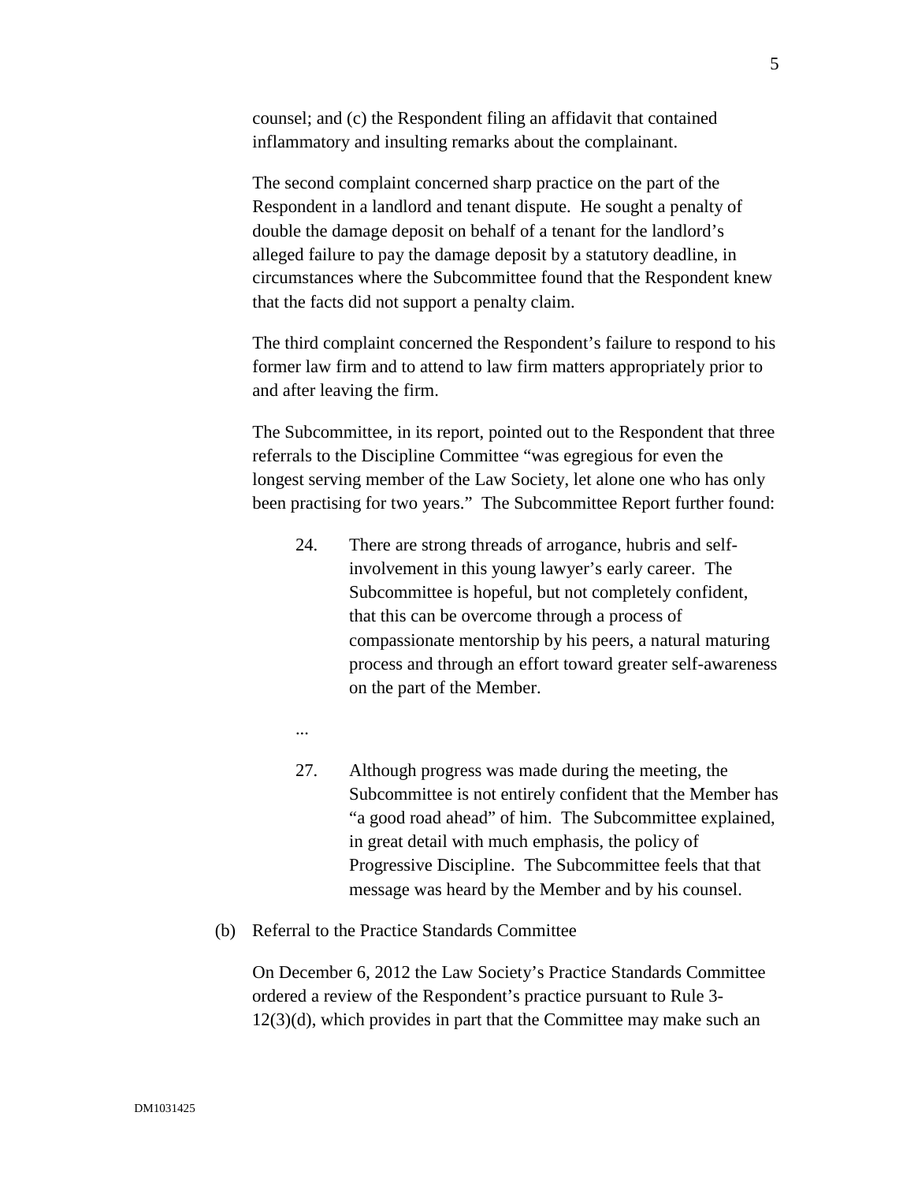counsel; and (c) the Respondent filing an affidavit that contained inflammatory and insulting remarks about the complainant.

The second complaint concerned sharp practice on the part of the Respondent in a landlord and tenant dispute. He sought a penalty of double the damage deposit on behalf of a tenant for the landlord's alleged failure to pay the damage deposit by a statutory deadline, in circumstances where the Subcommittee found that the Respondent knew that the facts did not support a penalty claim.

The third complaint concerned the Respondent's failure to respond to his former law firm and to attend to law firm matters appropriately prior to and after leaving the firm.

The Subcommittee, in its report, pointed out to the Respondent that three referrals to the Discipline Committee "was egregious for even the longest serving member of the Law Society, let alone one who has only been practising for two years." The Subcommittee Report further found:

> 24. There are strong threads of arrogance, hubris and self-involvement in this young lawyer's early career. The Subcommittee is hopeful, but not completely confident, that this can be overcome through a process of compassionate mentorship by his peers, a natural maturing process and through an effort toward greater self-awareness on the part of the Member.
>
> ...
>
> 27. Although progress was made during the meeting, the Subcommittee is not entirely confident that the Member has "a good road ahead" of him. The Subcommittee explained, in great detail with much emphasis, the policy of Progressive Discipline. The Subcommittee feels that that message was heard by the Member and by his counsel.

(b) Referral to the Practice Standards Committee

On December 6, 2012 the Law Society's Practice Standards Committee ordered a review of the Respondent's practice pursuant to Rule 3-12(3)(d), which provides in part that the Committee may make such an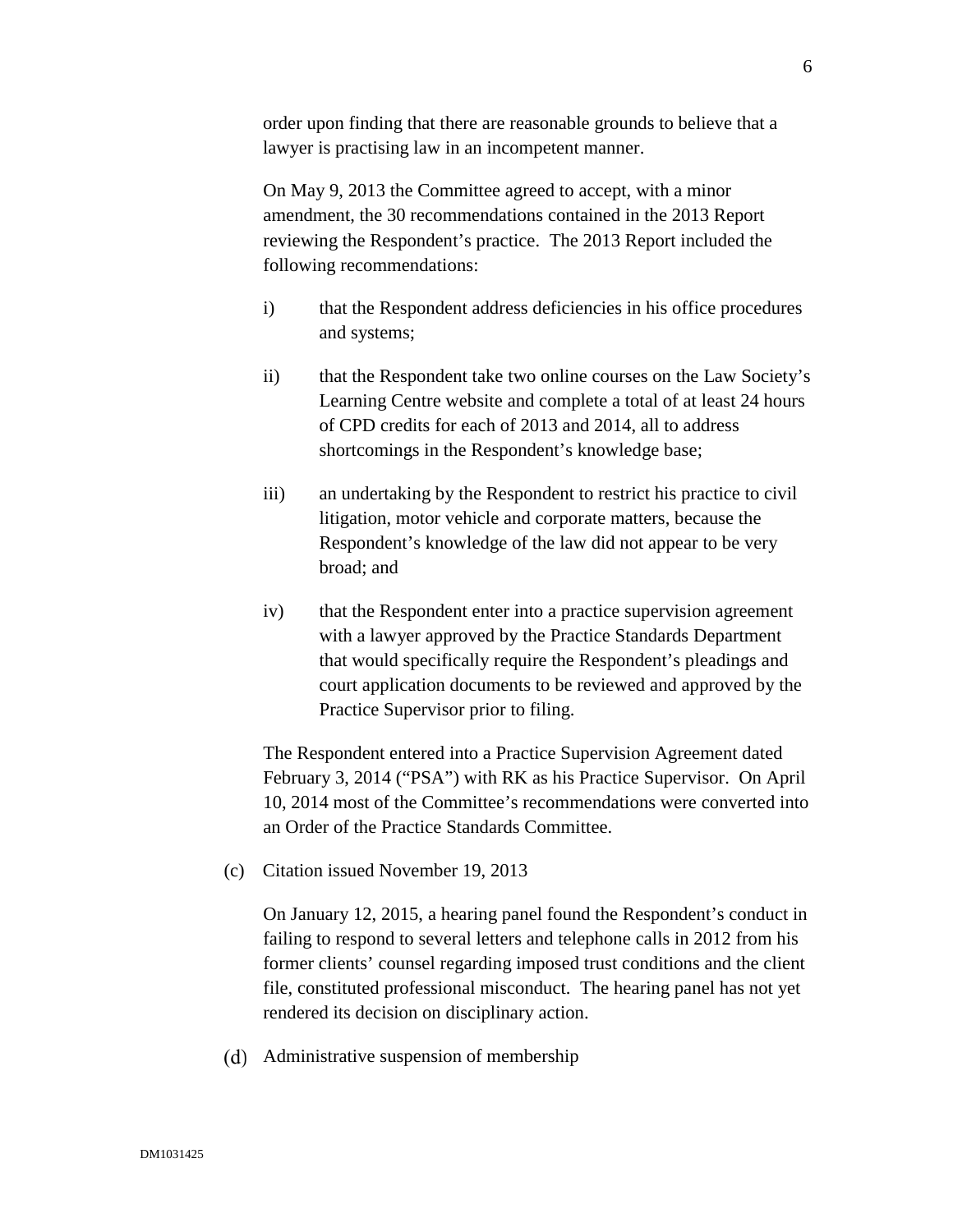order upon finding that there are reasonable grounds to believe that a lawyer is practising law in an incompetent manner.

On May 9, 2013 the Committee agreed to accept, with a minor amendment, the 30 recommendations contained in the 2013 Report reviewing the Respondent's practice. The 2013 Report included the following recommendations:

i) that the Respondent address deficiencies in his office procedures and systems;

ii) that the Respondent take two online courses on the Law Society's Learning Centre website and complete a total of at least 24 hours of CPD credits for each of 2013 and 2014, all to address shortcomings in the Respondent's knowledge base;

iii) an undertaking by the Respondent to restrict his practice to civil litigation, motor vehicle and corporate matters, because the Respondent's knowledge of the law did not appear to be very broad; and

iv) that the Respondent enter into a practice supervision agreement with a lawyer approved by the Practice Standards Department that would specifically require the Respondent's pleadings and court application documents to be reviewed and approved by the Practice Supervisor prior to filing.

The Respondent entered into a Practice Supervision Agreement dated February 3, 2014 ("PSA") with RK as his Practice Supervisor. On April 10, 2014 most of the Committee's recommendations were converted into an Order of the Practice Standards Committee.

(c) Citation issued November 19, 2013

On January 12, 2015, a hearing panel found the Respondent's conduct in failing to respond to several letters and telephone calls in 2012 from his former clients' counsel regarding imposed trust conditions and the client file, constituted professional misconduct. The hearing panel has not yet rendered its decision on disciplinary action.

(d) Administrative suspension of membership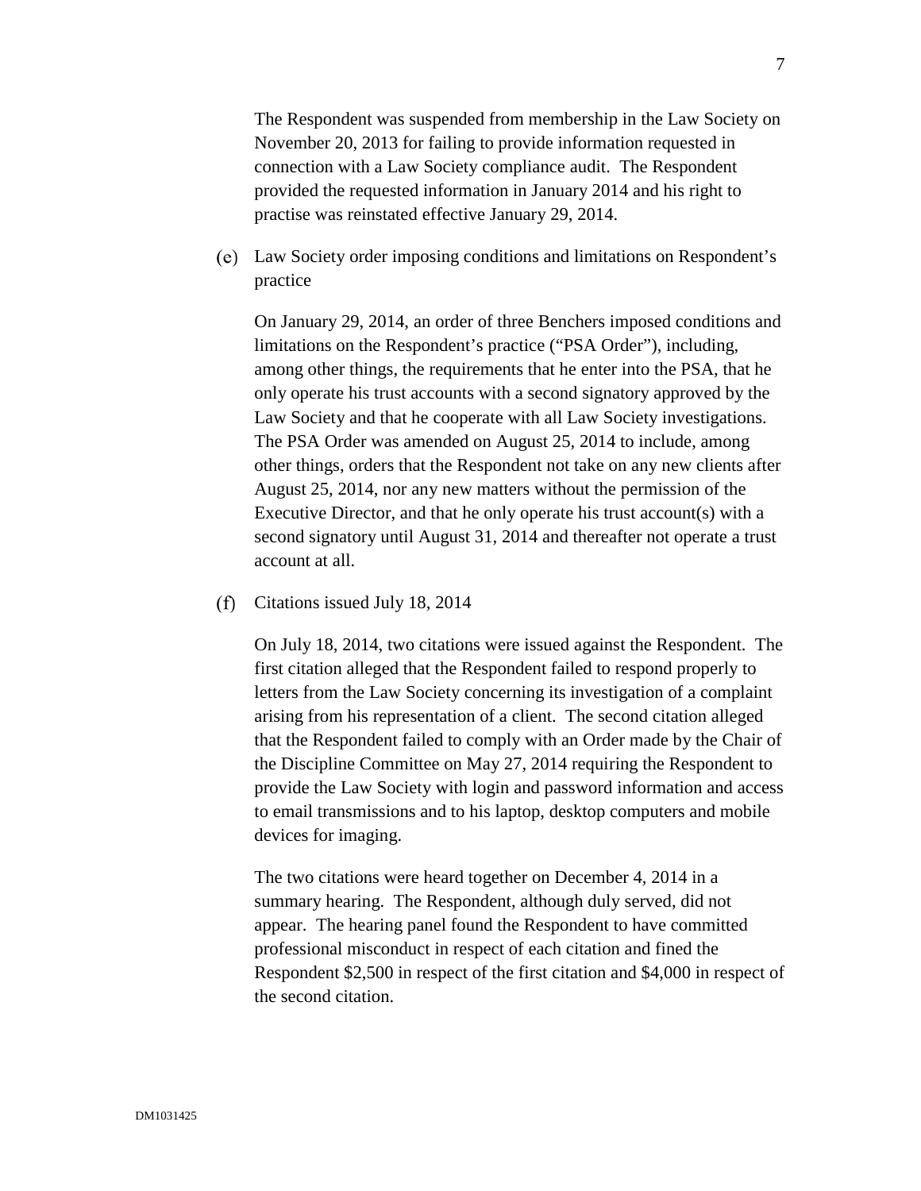The Respondent was suspended from membership in the Law Society on November 20, 2013 for failing to provide information requested in connection with a Law Society compliance audit. The Respondent provided the requested information in January 2014 and his right to practise was reinstated effective January 29, 2014.

(e) Law Society order imposing conditions and limitations on Respondent's practice

On January 29, 2014, an order of three Benchers imposed conditions and limitations on the Respondent's practice ("PSA Order"), including, among other things, the requirements that he enter into the PSA, that he only operate his trust accounts with a second signatory approved by the Law Society and that he cooperate with all Law Society investigations. The PSA Order was amended on August 25, 2014 to include, among other things, orders that the Respondent not take on any new clients after August 25, 2014, nor any new matters without the permission of the Executive Director, and that he only operate his trust account(s) with a second signatory until August 31, 2014 and thereafter not operate a trust account at all.

(f) Citations issued July 18, 2014

On July 18, 2014, two citations were issued against the Respondent. The first citation alleged that the Respondent failed to respond properly to letters from the Law Society concerning its investigation of a complaint arising from his representation of a client. The second citation alleged that the Respondent failed to comply with an Order made by the Chair of the Discipline Committee on May 27, 2014 requiring the Respondent to provide the Law Society with login and password information and access to email transmissions and to his laptop, desktop computers and mobile devices for imaging.

The two citations were heard together on December 4, 2014 in a summary hearing. The Respondent, although duly served, did not appear. The hearing panel found the Respondent to have committed professional misconduct in respect of each citation and fined the Respondent $2,500 in respect of the first citation and $4,000 in respect of the second citation.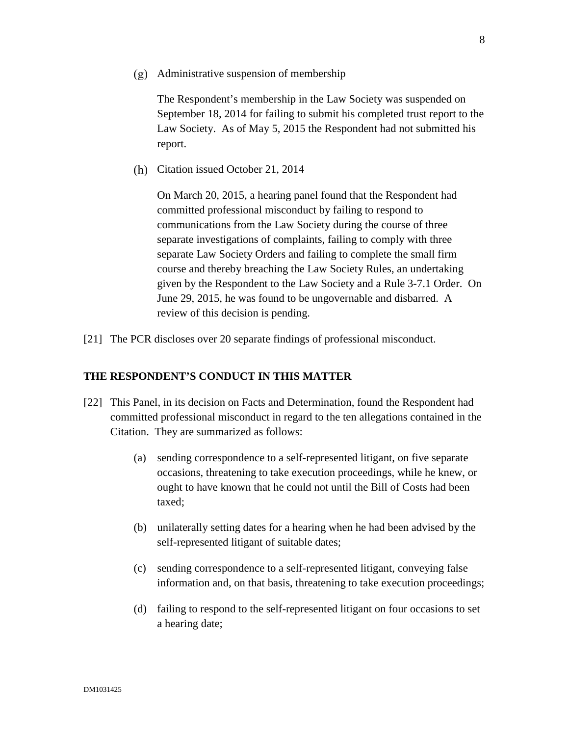(g) Administrative suspension of membership

The Respondent's membership in the Law Society was suspended on September 18, 2014 for failing to submit his completed trust report to the Law Society. As of May 5, 2015 the Respondent had not submitted his report.

(h) Citation issued October 21, 2014

On March 20, 2015, a hearing panel found that the Respondent had committed professional misconduct by failing to respond to communications from the Law Society during the course of three separate investigations of complaints, failing to comply with three separate Law Society Orders and failing to complete the small firm course and thereby breaching the Law Society Rules, an undertaking given by the Respondent to the Law Society and a Rule 3-7.1 Order. On June 29, 2015, he was found to be ungovernable and disbarred. A review of this decision is pending.

[21] The PCR discloses over 20 separate findings of professional misconduct.

## THE RESPONDENT'S CONDUCT IN THIS MATTER

[22] This Panel, in its decision on Facts and Determination, found the Respondent had committed professional misconduct in regard to the ten allegations contained in the Citation. They are summarized as follows:

(a) sending correspondence to a self-represented litigant, on five separate occasions, threatening to take execution proceedings, while he knew, or ought to have known that he could not until the Bill of Costs had been taxed;

(b) unilaterally setting dates for a hearing when he had been advised by the self-represented litigant of suitable dates;

(c) sending correspondence to a self-represented litigant, conveying false information and, on that basis, threatening to take execution proceedings;

(d) failing to respond to the self-represented litigant on four occasions to set a hearing date;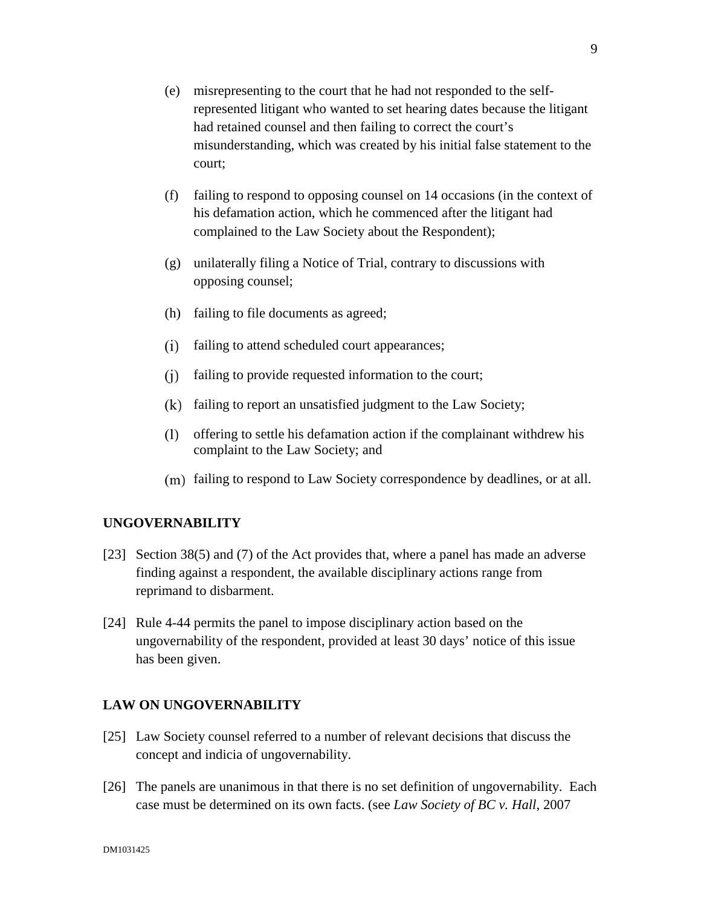(e) misrepresenting to the court that he had not responded to the self-represented litigant who wanted to set hearing dates because the litigant had retained counsel and then failing to correct the court's misunderstanding, which was created by his initial false statement to the court;

(f) failing to respond to opposing counsel on 14 occasions (in the context of his defamation action, which he commenced after the litigant had complained to the Law Society about the Respondent);

(g) unilaterally filing a Notice of Trial, contrary to discussions with opposing counsel;

(h) failing to file documents as agreed;

(i) failing to attend scheduled court appearances;

(j) failing to provide requested information to the court;

(k) failing to report an unsatisfied judgment to the Law Society;

(l) offering to settle his defamation action if the complainant withdrew his complaint to the Law Society; and

(m) failing to respond to Law Society correspondence by deadlines, or at all.

## UNGOVERNABILITY

[23] Section 38(5) and (7) of the Act provides that, where a panel has made an adverse finding against a respondent, the available disciplinary actions range from reprimand to disbarment.

[24] Rule 4-44 permits the panel to impose disciplinary action based on the ungovernability of the respondent, provided at least 30 days' notice of this issue has been given.

## LAW ON UNGOVERNABILITY

[25] Law Society counsel referred to a number of relevant decisions that discuss the concept and indicia of ungovernability.

[26] The panels are unanimous in that there is no set definition of ungovernability. Each case must be determined on its own facts. (see *Law Society of BC v. Hall*, 2007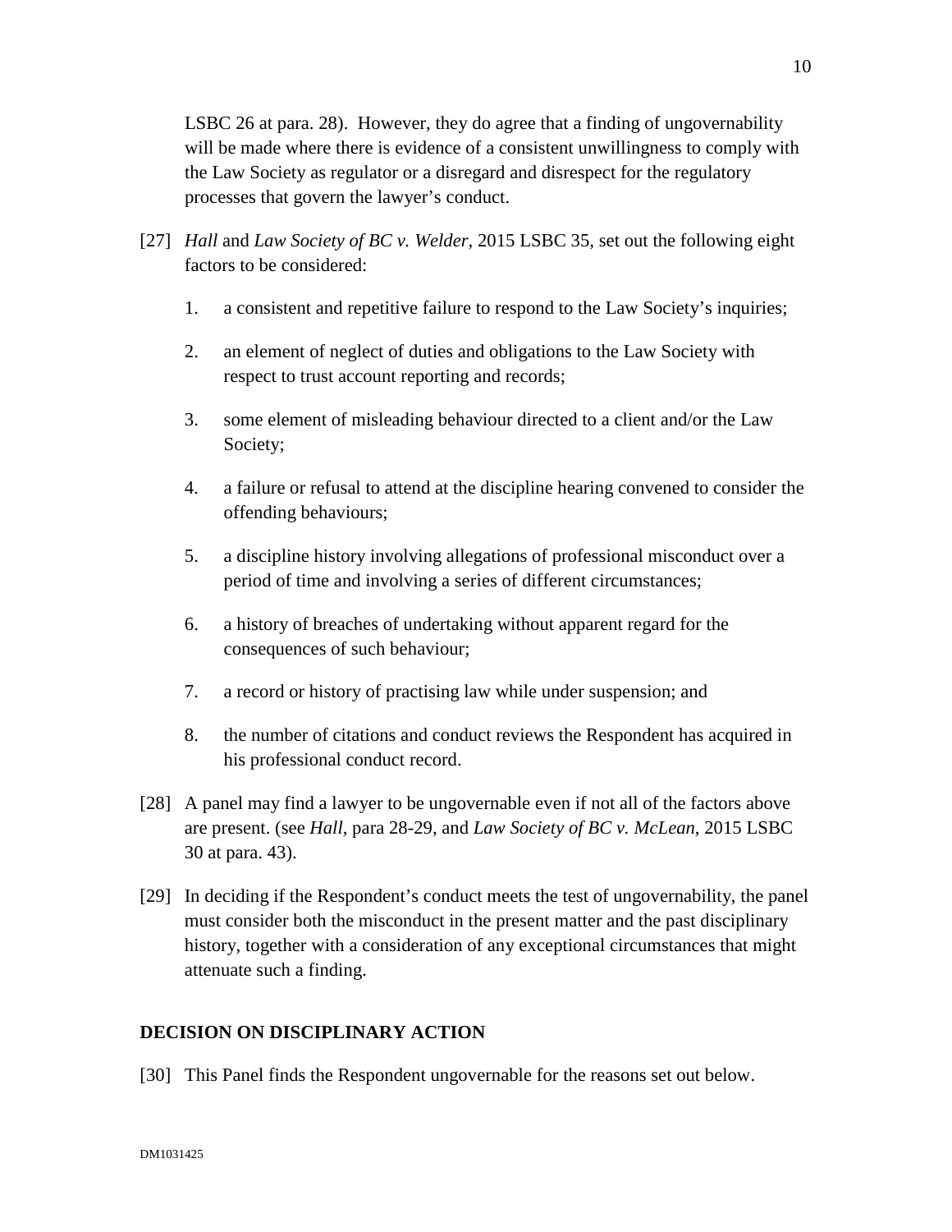LSBC 26 at para. 28). However, they do agree that a finding of ungovernability will be made where there is evidence of a consistent unwillingness to comply with the Law Society as regulator or a disregard and disrespect for the regulatory processes that govern the lawyer's conduct.

[27] *Hall* and *Law Society of BC v. Welder*, 2015 LSBC 35, set out the following eight factors to be considered:

1. a consistent and repetitive failure to respond to the Law Society's inquiries;
2. an element of neglect of duties and obligations to the Law Society with respect to trust account reporting and records;
3. some element of misleading behaviour directed to a client and/or the Law Society;
4. a failure or refusal to attend at the discipline hearing convened to consider the offending behaviours;
5. a discipline history involving allegations of professional misconduct over a period of time and involving a series of different circumstances;
6. a history of breaches of undertaking without apparent regard for the consequences of such behaviour;
7. a record or history of practising law while under suspension; and
8. the number of citations and conduct reviews the Respondent has acquired in his professional conduct record.

[28] A panel may find a lawyer to be ungovernable even if not all of the factors above are present. (see *Hall*, para 28-29, and *Law Society of BC v. McLean*, 2015 LSBC 30 at para. 43).

[29] In deciding if the Respondent's conduct meets the test of ungovernability, the panel must consider both the misconduct in the present matter and the past disciplinary history, together with a consideration of any exceptional circumstances that might attenuate such a finding.

## DECISION ON DISCIPLINARY ACTION

[30] This Panel finds the Respondent ungovernable for the reasons set out below.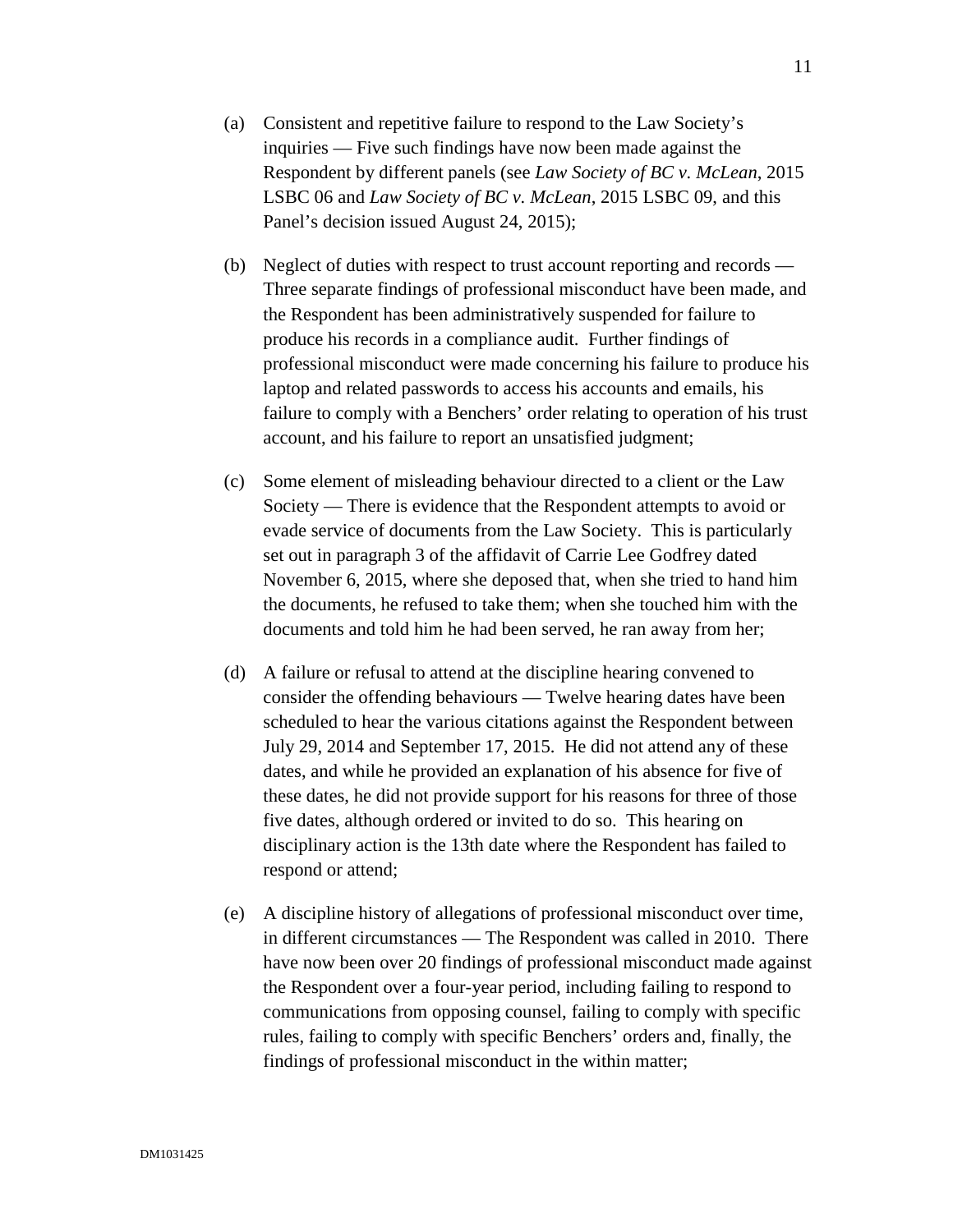(a) Consistent and repetitive failure to respond to the Law Society's inquiries — Five such findings have now been made against the Respondent by different panels (see *Law Society of BC v. McLean*, 2015 LSBC 06 and *Law Society of BC v. McLean*, 2015 LSBC 09, and this Panel's decision issued August 24, 2015);

(b) Neglect of duties with respect to trust account reporting and records — Three separate findings of professional misconduct have been made, and the Respondent has been administratively suspended for failure to produce his records in a compliance audit. Further findings of professional misconduct were made concerning his failure to produce his laptop and related passwords to access his accounts and emails, his failure to comply with a Benchers' order relating to operation of his trust account, and his failure to report an unsatisfied judgment;

(c) Some element of misleading behaviour directed to a client or the Law Society — There is evidence that the Respondent attempts to avoid or evade service of documents from the Law Society. This is particularly set out in paragraph 3 of the affidavit of Carrie Lee Godfrey dated November 6, 2015, where she deposed that, when she tried to hand him the documents, he refused to take them; when she touched him with the documents and told him he had been served, he ran away from her;

(d) A failure or refusal to attend at the discipline hearing convened to consider the offending behaviours — Twelve hearing dates have been scheduled to hear the various citations against the Respondent between July 29, 2014 and September 17, 2015. He did not attend any of these dates, and while he provided an explanation of his absence for five of these dates, he did not provide support for his reasons for three of those five dates, although ordered or invited to do so. This hearing on disciplinary action is the 13th date where the Respondent has failed to respond or attend;

(e) A discipline history of allegations of professional misconduct over time, in different circumstances — The Respondent was called in 2010. There have now been over 20 findings of professional misconduct made against the Respondent over a four-year period, including failing to respond to communications from opposing counsel, failing to comply with specific rules, failing to comply with specific Benchers' orders and, finally, the findings of professional misconduct in the within matter;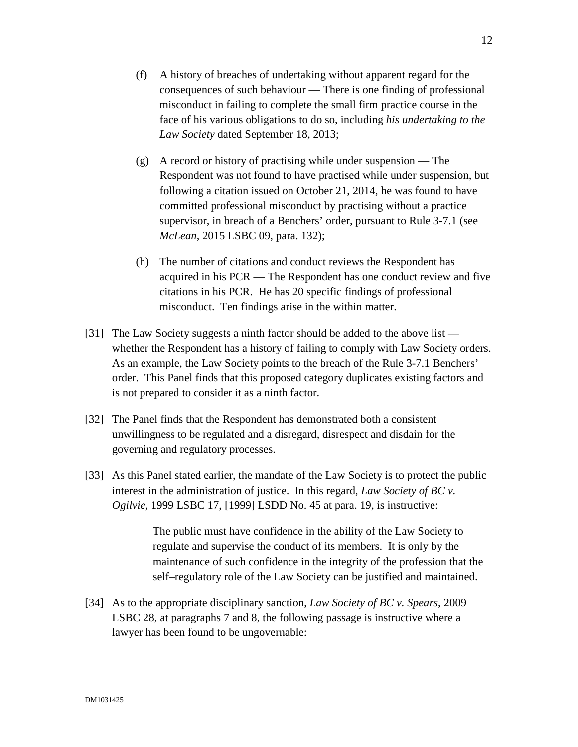(f) A history of breaches of undertaking without apparent regard for the consequences of such behaviour — There is one finding of professional misconduct in failing to complete the small firm practice course in the face of his various obligations to do so, including *his undertaking to the Law Society* dated September 18, 2013;

(g) A record or history of practising while under suspension — The Respondent was not found to have practised while under suspension, but following a citation issued on October 21, 2014, he was found to have committed professional misconduct by practising without a practice supervisor, in breach of a Benchers' order, pursuant to Rule 3-7.1 (see *McLean*, 2015 LSBC 09, para. 132);

(h) The number of citations and conduct reviews the Respondent has acquired in his PCR — The Respondent has one conduct review and five citations in his PCR. He has 20 specific findings of professional misconduct. Ten findings arise in the within matter.

[31] The Law Society suggests a ninth factor should be added to the above list — whether the Respondent has a history of failing to comply with Law Society orders. As an example, the Law Society points to the breach of the Rule 3-7.1 Benchers' order. This Panel finds that this proposed category duplicates existing factors and is not prepared to consider it as a ninth factor.

[32] The Panel finds that the Respondent has demonstrated both a consistent unwillingness to be regulated and a disregard, disrespect and disdain for the governing and regulatory processes.

[33] As this Panel stated earlier, the mandate of the Law Society is to protect the public interest in the administration of justice. In this regard, *Law Society of BC v. Ogilvie*, 1999 LSBC 17, [1999] LSDD No. 45 at para. 19, is instructive:

> The public must have confidence in the ability of the Law Society to regulate and supervise the conduct of its members. It is only by the maintenance of such confidence in the integrity of the profession that the self–regulatory role of the Law Society can be justified and maintained.

[34] As to the appropriate disciplinary sanction, *Law Society of BC v. Spears*, 2009 LSBC 28, at paragraphs 7 and 8, the following passage is instructive where a lawyer has been found to be ungovernable: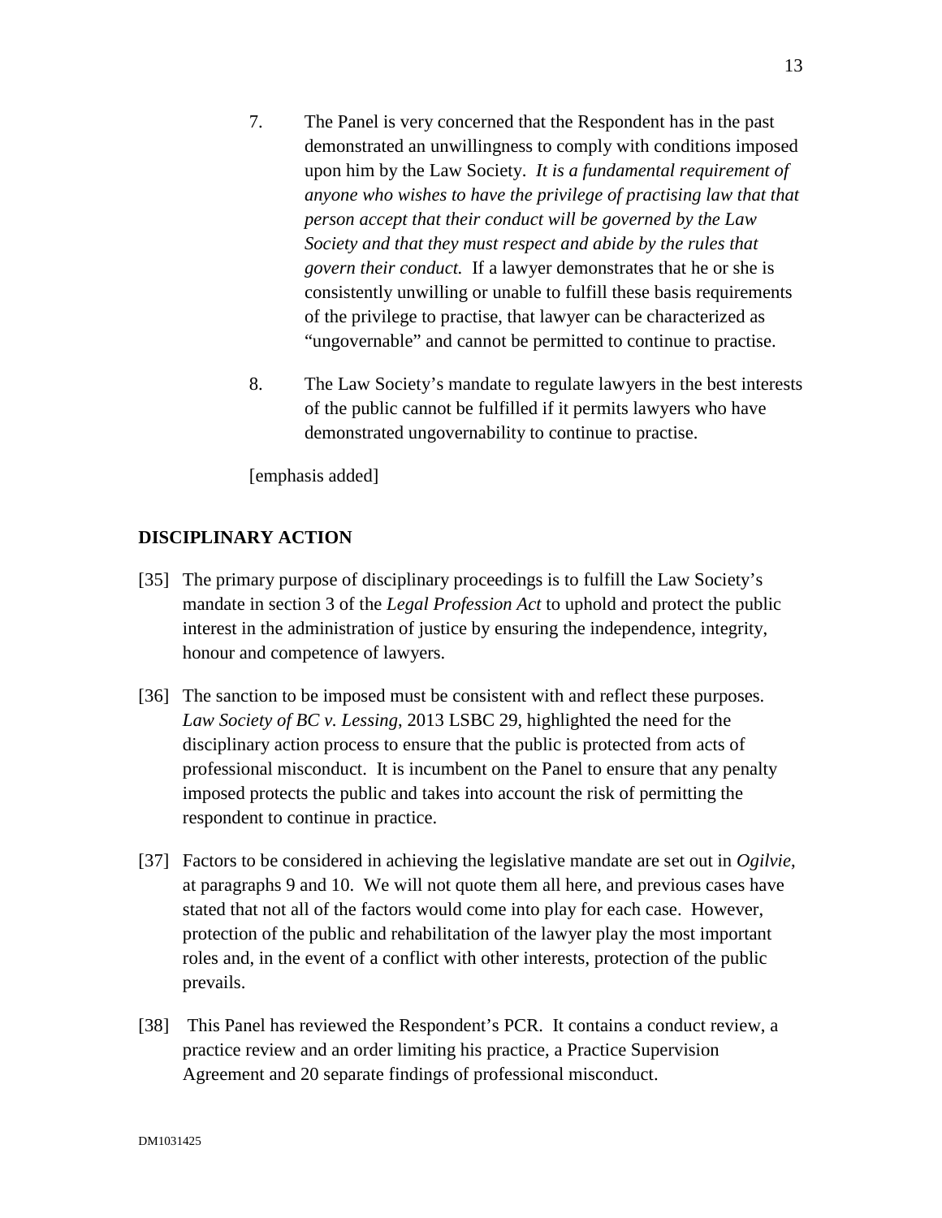7. The Panel is very concerned that the Respondent has in the past demonstrated an unwillingness to comply with conditions imposed upon him by the Law Society. *It is a fundamental requirement of anyone who wishes to have the privilege of practising law that that person accept that their conduct will be governed by the Law Society and that they must respect and abide by the rules that govern their conduct.* If a lawyer demonstrates that he or she is consistently unwilling or unable to fulfill these basis requirements of the privilege to practise, that lawyer can be characterized as "ungovernable" and cannot be permitted to continue to practise.

8. The Law Society's mandate to regulate lawyers in the best interests of the public cannot be fulfilled if it permits lawyers who have demonstrated ungovernability to continue to practise.

[emphasis added]

## DISCIPLINARY ACTION

[35] The primary purpose of disciplinary proceedings is to fulfill the Law Society's mandate in section 3 of the *Legal Profession Act* to uphold and protect the public interest in the administration of justice by ensuring the independence, integrity, honour and competence of lawyers.

[36] The sanction to be imposed must be consistent with and reflect these purposes. *Law Society of BC v. Lessing*, 2013 LSBC 29, highlighted the need for the disciplinary action process to ensure that the public is protected from acts of professional misconduct. It is incumbent on the Panel to ensure that any penalty imposed protects the public and takes into account the risk of permitting the respondent to continue in practice.

[37] Factors to be considered in achieving the legislative mandate are set out in *Ogilvie*, at paragraphs 9 and 10. We will not quote them all here, and previous cases have stated that not all of the factors would come into play for each case. However, protection of the public and rehabilitation of the lawyer play the most important roles and, in the event of a conflict with other interests, protection of the public prevails.

[38] This Panel has reviewed the Respondent's PCR. It contains a conduct review, a practice review and an order limiting his practice, a Practice Supervision Agreement and 20 separate findings of professional misconduct.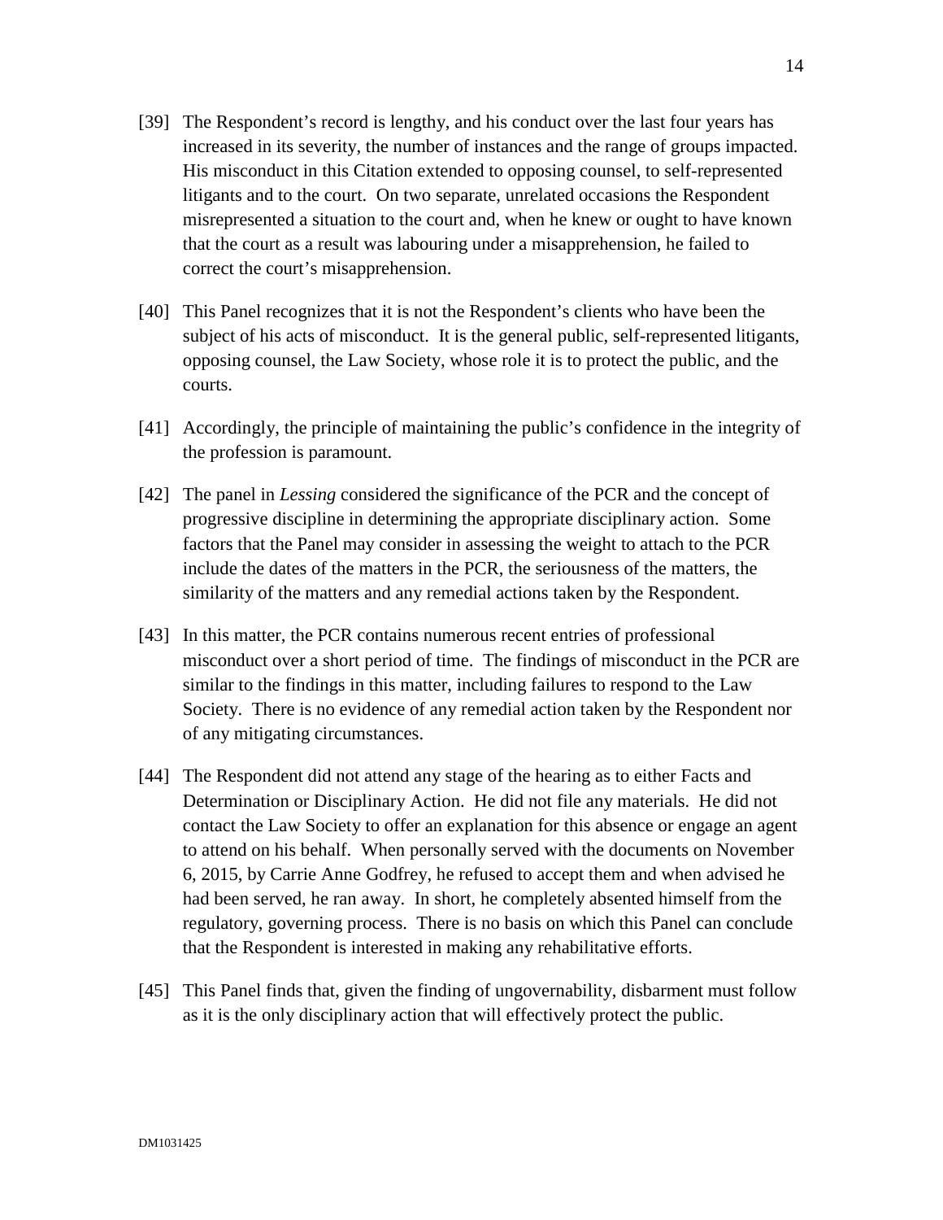[39] The Respondent's record is lengthy, and his conduct over the last four years has increased in its severity, the number of instances and the range of groups impacted. His misconduct in this Citation extended to opposing counsel, to self-represented litigants and to the court. On two separate, unrelated occasions the Respondent misrepresented a situation to the court and, when he knew or ought to have known that the court as a result was labouring under a misapprehension, he failed to correct the court's misapprehension.

[40] This Panel recognizes that it is not the Respondent's clients who have been the subject of his acts of misconduct. It is the general public, self-represented litigants, opposing counsel, the Law Society, whose role it is to protect the public, and the courts.

[41] Accordingly, the principle of maintaining the public's confidence in the integrity of the profession is paramount.

[42] The panel in *Lessing* considered the significance of the PCR and the concept of progressive discipline in determining the appropriate disciplinary action. Some factors that the Panel may consider in assessing the weight to attach to the PCR include the dates of the matters in the PCR, the seriousness of the matters, the similarity of the matters and any remedial actions taken by the Respondent.

[43] In this matter, the PCR contains numerous recent entries of professional misconduct over a short period of time. The findings of misconduct in the PCR are similar to the findings in this matter, including failures to respond to the Law Society. There is no evidence of any remedial action taken by the Respondent nor of any mitigating circumstances.

[44] The Respondent did not attend any stage of the hearing as to either Facts and Determination or Disciplinary Action. He did not file any materials. He did not contact the Law Society to offer an explanation for this absence or engage an agent to attend on his behalf. When personally served with the documents on November 6, 2015, by Carrie Anne Godfrey, he refused to accept them and when advised he had been served, he ran away. In short, he completely absented himself from the regulatory, governing process. There is no basis on which this Panel can conclude that the Respondent is interested in making any rehabilitative efforts.

[45] This Panel finds that, given the finding of ungovernability, disbarment must follow as it is the only disciplinary action that will effectively protect the public.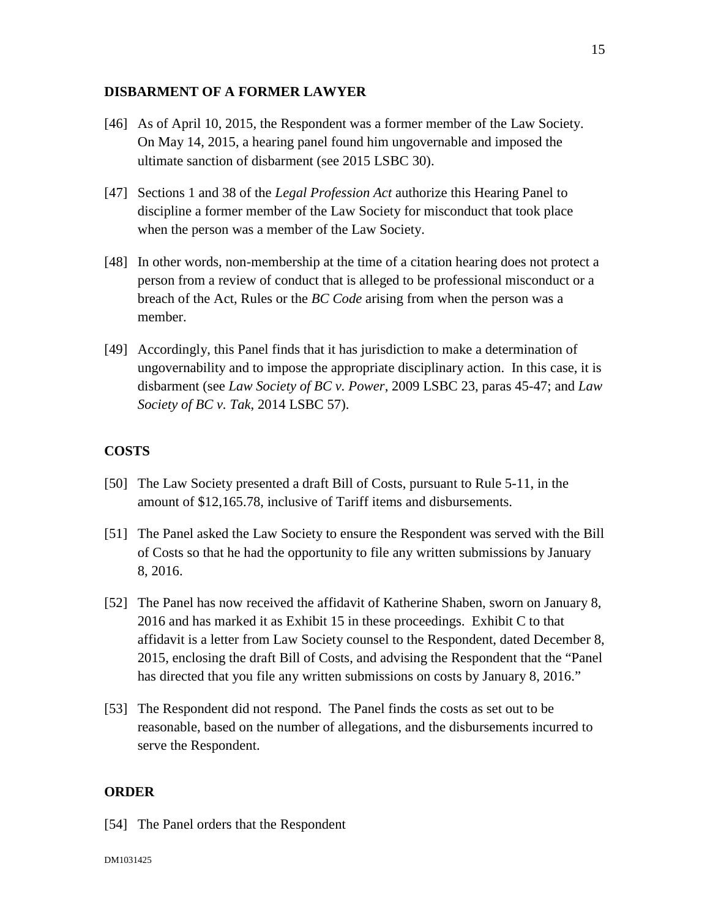## DISBARMENT OF A FORMER LAWYER

[46] As of April 10, 2015, the Respondent was a former member of the Law Society. On May 14, 2015, a hearing panel found him ungovernable and imposed the ultimate sanction of disbarment (see 2015 LSBC 30).

[47] Sections 1 and 38 of the *Legal Profession Act* authorize this Hearing Panel to discipline a former member of the Law Society for misconduct that took place when the person was a member of the Law Society.

[48] In other words, non-membership at the time of a citation hearing does not protect a person from a review of conduct that is alleged to be professional misconduct or a breach of the Act, Rules or the *BC Code* arising from when the person was a member.

[49] Accordingly, this Panel finds that it has jurisdiction to make a determination of ungovernability and to impose the appropriate disciplinary action. In this case, it is disbarment (see *Law Society of BC v. Power*, 2009 LSBC 23, paras 45-47; and *Law Society of BC v. Tak*, 2014 LSBC 57).

## COSTS

[50] The Law Society presented a draft Bill of Costs, pursuant to Rule 5-11, in the amount of $12,165.78, inclusive of Tariff items and disbursements.

[51] The Panel asked the Law Society to ensure the Respondent was served with the Bill of Costs so that he had the opportunity to file any written submissions by January 8, 2016.

[52] The Panel has now received the affidavit of Katherine Shaben, sworn on January 8, 2016 and has marked it as Exhibit 15 in these proceedings. Exhibit C to that affidavit is a letter from Law Society counsel to the Respondent, dated December 8, 2015, enclosing the draft Bill of Costs, and advising the Respondent that the "Panel has directed that you file any written submissions on costs by January 8, 2016."

[53] The Respondent did not respond. The Panel finds the costs as set out to be reasonable, based on the number of allegations, and the disbursements incurred to serve the Respondent.

## ORDER

[54] The Panel orders that the Respondent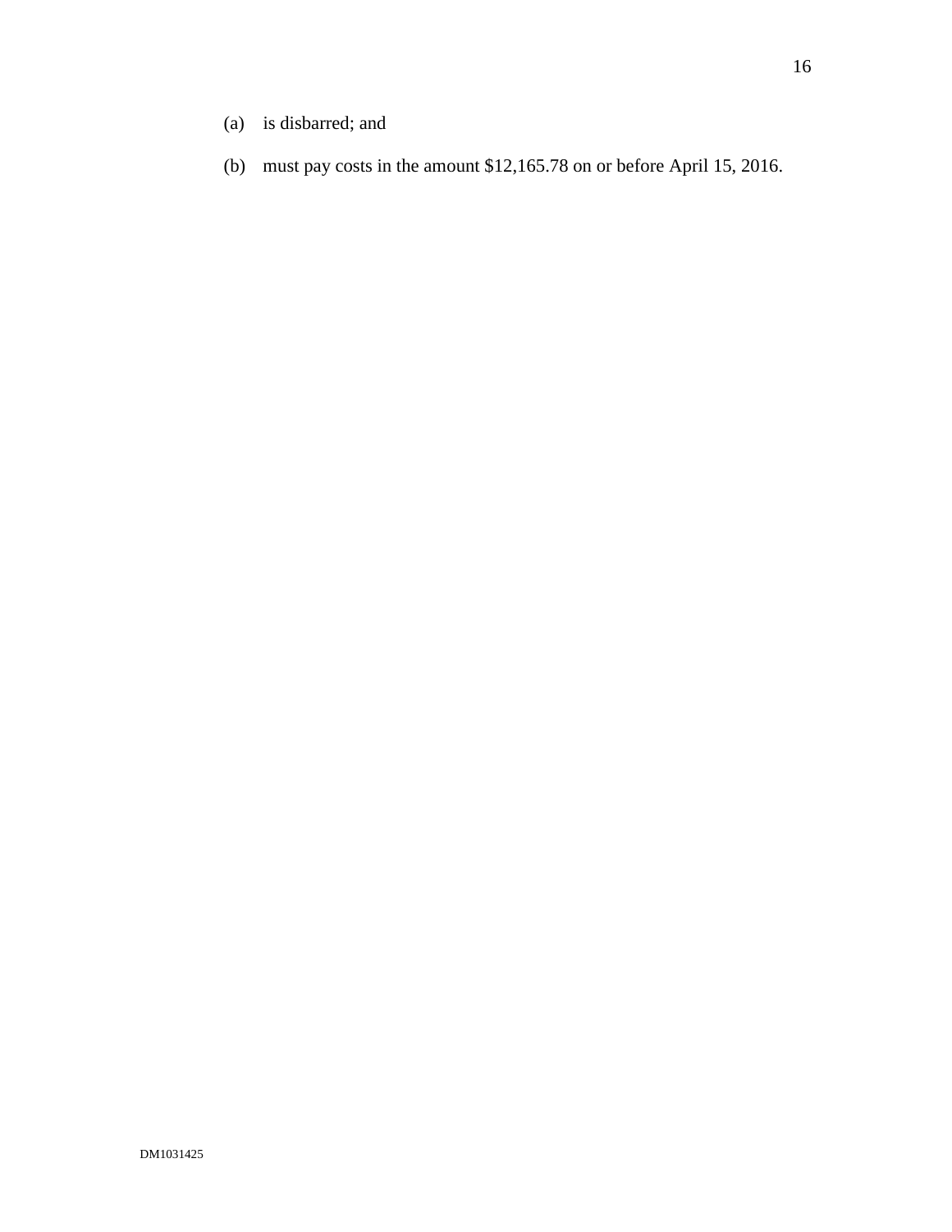(a) is disbarred; and

(b) must pay costs in the amount $12,165.78 on or before April 15, 2016.

DM1031425